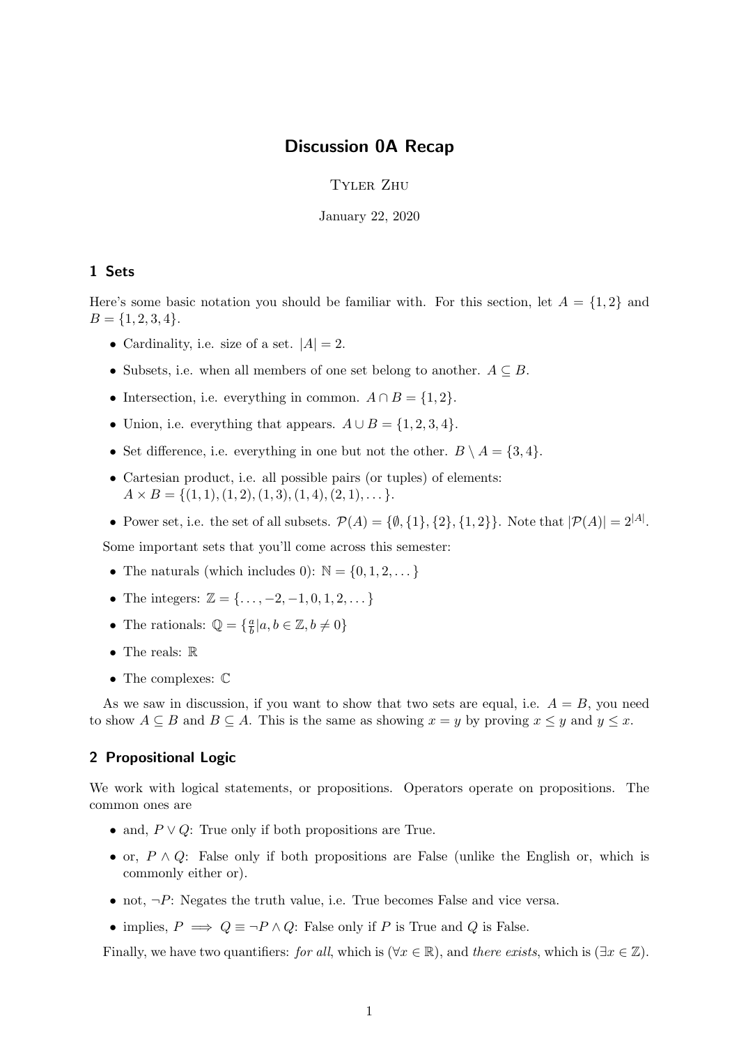# Discussion 0A Recap

Tyler Zhu

January 22, 2020

## 1 Sets

Here's some basic notation you should be familiar with. For this section, let $A = \{1, 2\}$ and $B = \{1, 2, 3, 4\}$.

- Cardinality, i.e. size of a set. $|A| = 2$.
- Subsets, i.e. when all members of one set belong to another. $A \subseteq B$.
- Intersection, i.e. everything in common. $A \cap B = \{1, 2\}$.
- Union, i.e. everything that appears. $A \cup B = \{1, 2, 3, 4\}$.
- Set difference, i.e. everything in one but not the other. $B \setminus A = \{3, 4\}$.
- Cartesian product, i.e. all possible pairs (or tuples) of elements: $A \times B = \{(1, 1), (1, 2), (1, 3), (1, 4), (2, 1), \dots\}$.
- Power set, i.e. the set of all subsets. $\mathcal{P}(A) = \{\emptyset, \{1\}, \{2\}, \{1, 2\}\}$. Note that $|\mathcal{P}(A)| = 2^{|A|}$.

Some important sets that you'll come across this semester:

- The naturals (which includes 0): $\mathbb{N} = \{0, 1, 2, \dots\}$
- The integers: $\mathbb{Z} = \{\dots, -2, -1, 0, 1, 2, \dots\}$
- The rationals: $\mathbb{Q} = \{\frac{a}{b} | a, b \in \mathbb{Z}, b \neq 0\}$
- The reals: $\mathbb{R}$
- The complexes: $\mathbb{C}$

As we saw in discussion, if you want to show that two sets are equal, i.e. $A = B$, you need to show $A \subseteq B$ and $B \subseteq A$. This is the same as showing $x = y$ by proving $x \leq y$ and $y \leq x$.

## 2 Propositional Logic

We work with logical statements, or propositions. Operators operate on propositions. The common ones are

- and, $P \vee Q$: True only if both propositions are True.
- or, $P \wedge Q$: False only if both propositions are False (unlike the English or, which is commonly either or).
- not, $\neg P$: Negates the truth value, i.e. True becomes False and vice versa.
- implies, $P \implies Q \equiv \neg P \wedge Q$: False only if $P$ is True and $Q$ is False.

Finally, we have two quantifiers: *for all*, which is $(\forall x \in \mathbb{R})$, and *there exists*, which is $(\exists x \in \mathbb{Z})$.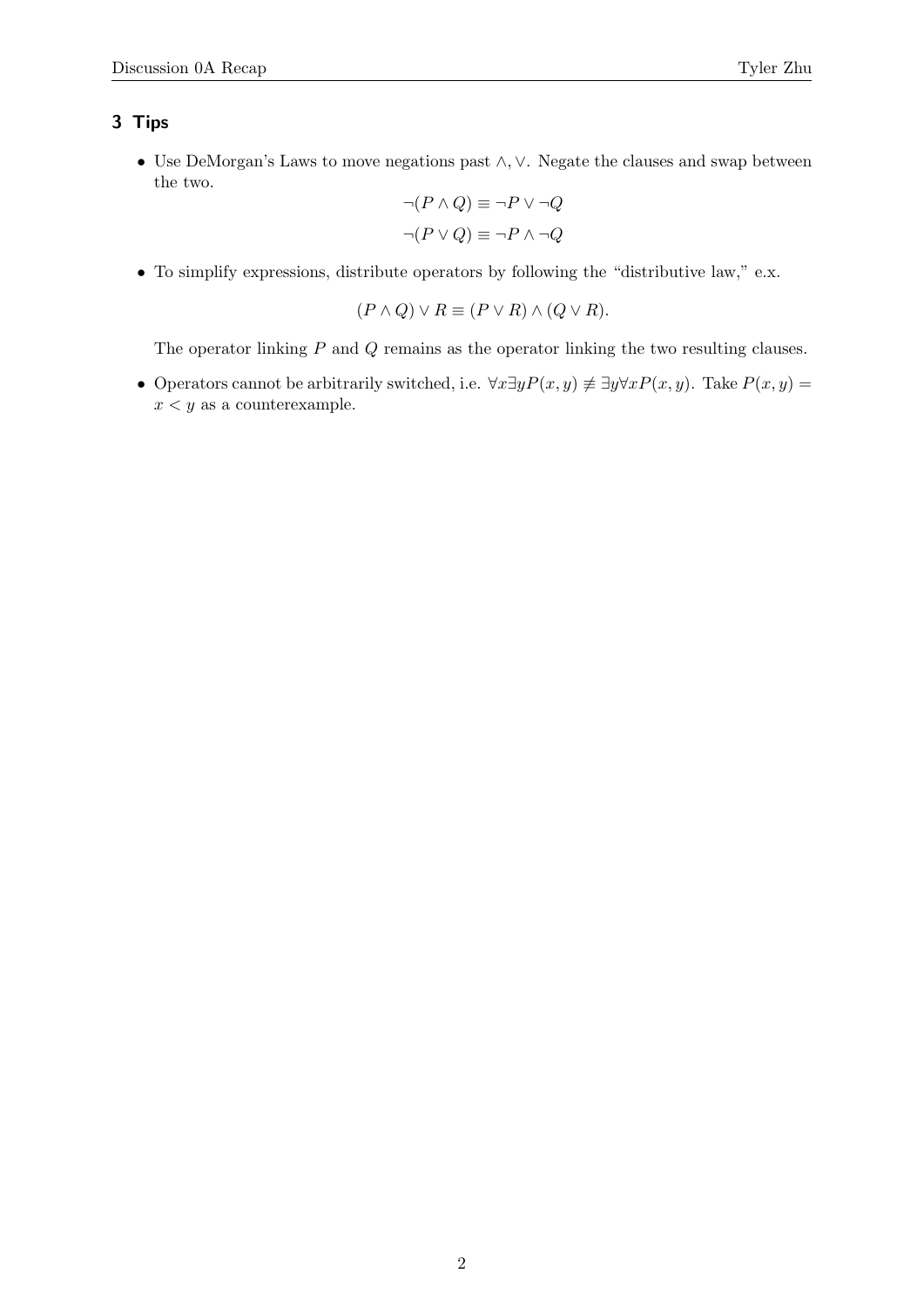## 3 Tips

- Use DeMorgan's Laws to move negations past $\wedge, \vee$. Negate the clauses and swap between the two.

$$\neg(P \wedge Q) \equiv \neg P \vee \neg Q$$

$$\neg(P \vee Q) \equiv \neg P \wedge \neg Q$$

- To simplify expressions, distribute operators by following the "distributive law," e.x.

$$(P \wedge Q) \vee R \equiv (P \vee R) \wedge (Q \vee R).$$

The operator linking $P$ and $Q$ remains as the operator linking the two resulting clauses.

- Operators cannot be arbitrarily switched, i.e. $\forall x \exists y P(x, y) \not\equiv \exists y \forall x P(x, y)$. Take $P(x, y) = x < y$ as a counterexample.